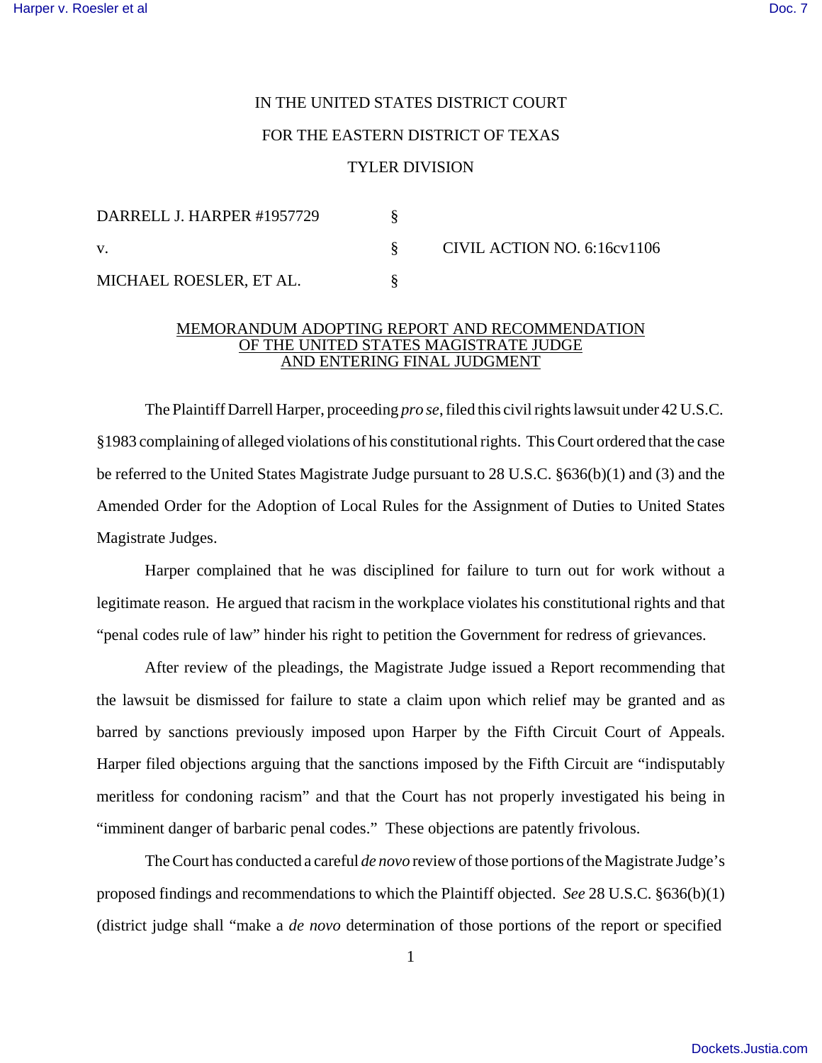IN THE UNITED STATES DISTRICT COURT

FOR THE EASTERN DISTRICT OF TEXAS

TYLER DIVISION

| | | |
|---|---|---|
| DARRELL J. HARPER #1957729 | § | |
| v. | § | CIVIL ACTION NO. 6:16cv1106 |
| MICHAEL ROESLER, ET AL. | § | |

## MEMORANDUM ADOPTING REPORT AND RECOMMENDATION OF THE UNITED STATES MAGISTRATE JUDGE AND ENTERING FINAL JUDGMENT

The Plaintiff Darrell Harper, proceeding *pro se*, filed this civil rights lawsuit under 42 U.S.C. §1983 complaining of alleged violations of his constitutional rights. This Court ordered that the case be referred to the United States Magistrate Judge pursuant to 28 U.S.C. §636(b)(1) and (3) and the Amended Order for the Adoption of Local Rules for the Assignment of Duties to United States Magistrate Judges.

Harper complained that he was disciplined for failure to turn out for work without a legitimate reason. He argued that racism in the workplace violates his constitutional rights and that "penal codes rule of law" hinder his right to petition the Government for redress of grievances.

After review of the pleadings, the Magistrate Judge issued a Report recommending that the lawsuit be dismissed for failure to state a claim upon which relief may be granted and as barred by sanctions previously imposed upon Harper by the Fifth Circuit Court of Appeals. Harper filed objections arguing that the sanctions imposed by the Fifth Circuit are "indisputably meritless for condoning racism" and that the Court has not properly investigated his being in "imminent danger of barbaric penal codes." These objections are patently frivolous.

The Court has conducted a careful *de novo* review of those portions of the Magistrate Judge's proposed findings and recommendations to which the Plaintiff objected. *See* 28 U.S.C. §636(b)(1) (district judge shall "make a *de novo* determination of those portions of the report or specified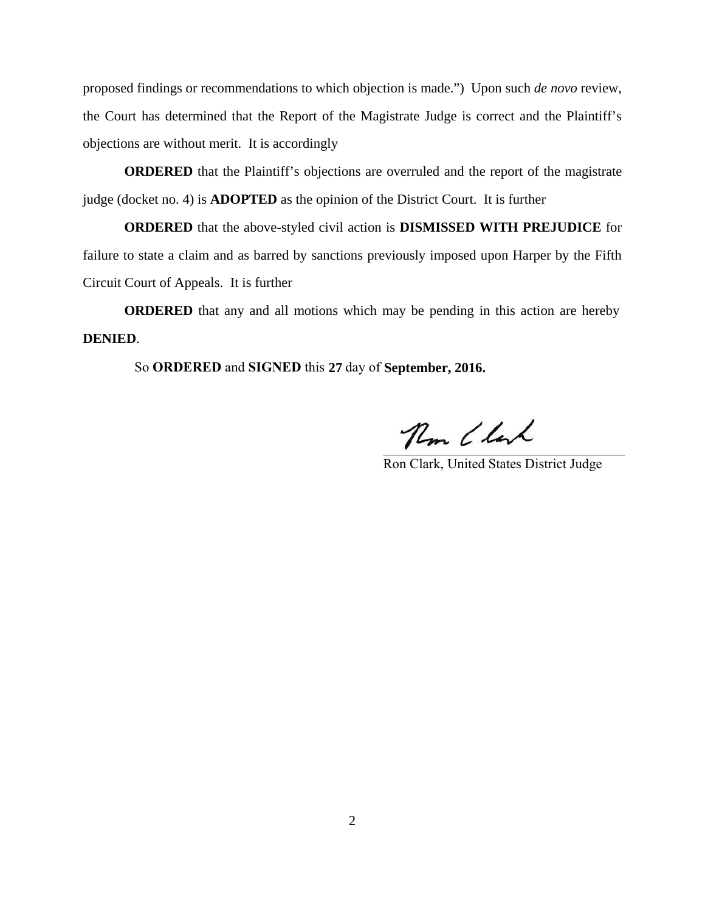proposed findings or recommendations to which objection is made.") Upon such *de novo* review, the Court has determined that the Report of the Magistrate Judge is correct and the Plaintiff's objections are without merit. It is accordingly

**ORDERED** that the Plaintiff's objections are overruled and the report of the magistrate judge (docket no. 4) is **ADOPTED** as the opinion of the District Court. It is further

**ORDERED** that the above-styled civil action is **DISMISSED WITH PREJUDICE** for failure to state a claim and as barred by sanctions previously imposed upon Harper by the Fifth Circuit Court of Appeals. It is further

**ORDERED** that any and all motions which may be pending in this action are hereby **DENIED**.

So **ORDERED** and **SIGNED** this **27** day of **September, 2016.**

Ron Clark, United States District Judge